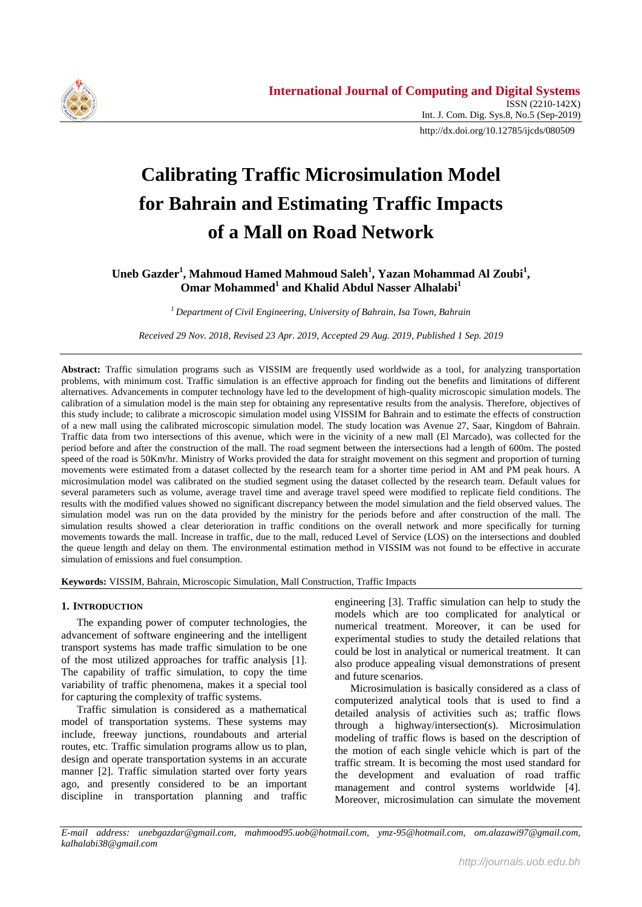# Calibrating Traffic Microsimulation Model for Bahrain and Estimating Traffic Impacts of a Mall on Road Network

**Uneb Gazder[1], Mahmoud Hamed Mahmoud Saleh[1], Yazan Mohammad Al Zoubi[1], Omar Mohammed[1] and Khalid Abdul Nasser Alhalabi[1]**

*[1] Department of Civil Engineering, University of Bahrain, Isa Town, Bahrain*

*Received 29 Nov. 2018, Revised 23 Apr. 2019, Accepted 29 Aug. 2019, Published 1 Sep. 2019*

**Abstract:** Traffic simulation programs such as VISSIM are frequently used worldwide as a tool, for analyzing transportation problems, with minimum cost. Traffic simulation is an effective approach for finding out the benefits and limitations of different alternatives. Advancements in computer technology have led to the development of high-quality microscopic simulation models. The calibration of a simulation model is the main step for obtaining any representative results from the analysis. Therefore, objectives of this study include; to calibrate a microscopic simulation model using VISSIM for Bahrain and to estimate the effects of construction of a new mall using the calibrated microscopic simulation model. The study location was Avenue 27, Saar, Kingdom of Bahrain. Traffic data from two intersections of this avenue, which were in the vicinity of a new mall (El Marcado), was collected for the period before and after the construction of the mall. The road segment between the intersections had a length of 600m. The posted speed of the road is 50Km/hr. Ministry of Works provided the data for straight movement on this segment and proportion of turning movements were estimated from a dataset collected by the research team for a shorter time period in AM and PM peak hours. A microsimulation model was calibrated on the studied segment using the dataset collected by the research team. Default values for several parameters such as volume, average travel time and average travel speed were modified to replicate field conditions. The results with the modified values showed no significant discrepancy between the model simulation and the field observed values. The simulation model was run on the data provided by the ministry for the periods before and after construction of the mall. The simulation results showed a clear deterioration in traffic conditions on the overall network and more specifically for turning movements towards the mall. Increase in traffic, due to the mall, reduced Level of Service (LOS) on the intersections and doubled the queue length and delay on them. The environmental estimation method in VISSIM was not found to be effective in accurate simulation of emissions and fuel consumption.

**Keywords:** VISSIM, Bahrain, Microscopic Simulation, Mall Construction, Traffic Impacts

## 1. Introduction

The expanding power of computer technologies, the advancement of software engineering and the intelligent transport systems has made traffic simulation to be one of the most utilized approaches for traffic analysis [1]. The capability of traffic simulation, to copy the time variability of traffic phenomena, makes it a special tool for capturing the complexity of traffic systems.

Traffic simulation is considered as a mathematical model of transportation systems. These systems may include, freeway junctions, roundabouts and arterial routes, etc. Traffic simulation programs allow us to plan, design and operate transportation systems in an accurate manner [2]. Traffic simulation started over forty years ago, and presently considered to be an important discipline in transportation planning and traffic engineering [3]. Traffic simulation can help to study the models which are too complicated for analytical or numerical treatment. Moreover, it can be used for experimental studies to study the detailed relations that could be lost in analytical or numerical treatment. It can also produce appealing visual demonstrations of present and future scenarios.

Microsimulation is basically considered as a class of computerized analytical tools that is used to find a detailed analysis of activities such as; traffic flows through a highway/intersection(s). Microsimulation modeling of traffic flows is based on the description of the motion of each single vehicle which is part of the traffic stream. It is becoming the most used standard for the development and evaluation of road traffic management and control systems worldwide [4]. Moreover, microsimulation can simulate the movement

*E-mail address: unebgazdar@gmail.com, mahmood95.uob@hotmail.com, ymz-95@hotmail.com, om.alazawi97@gmail.com, kalhalabi38@gmail.com*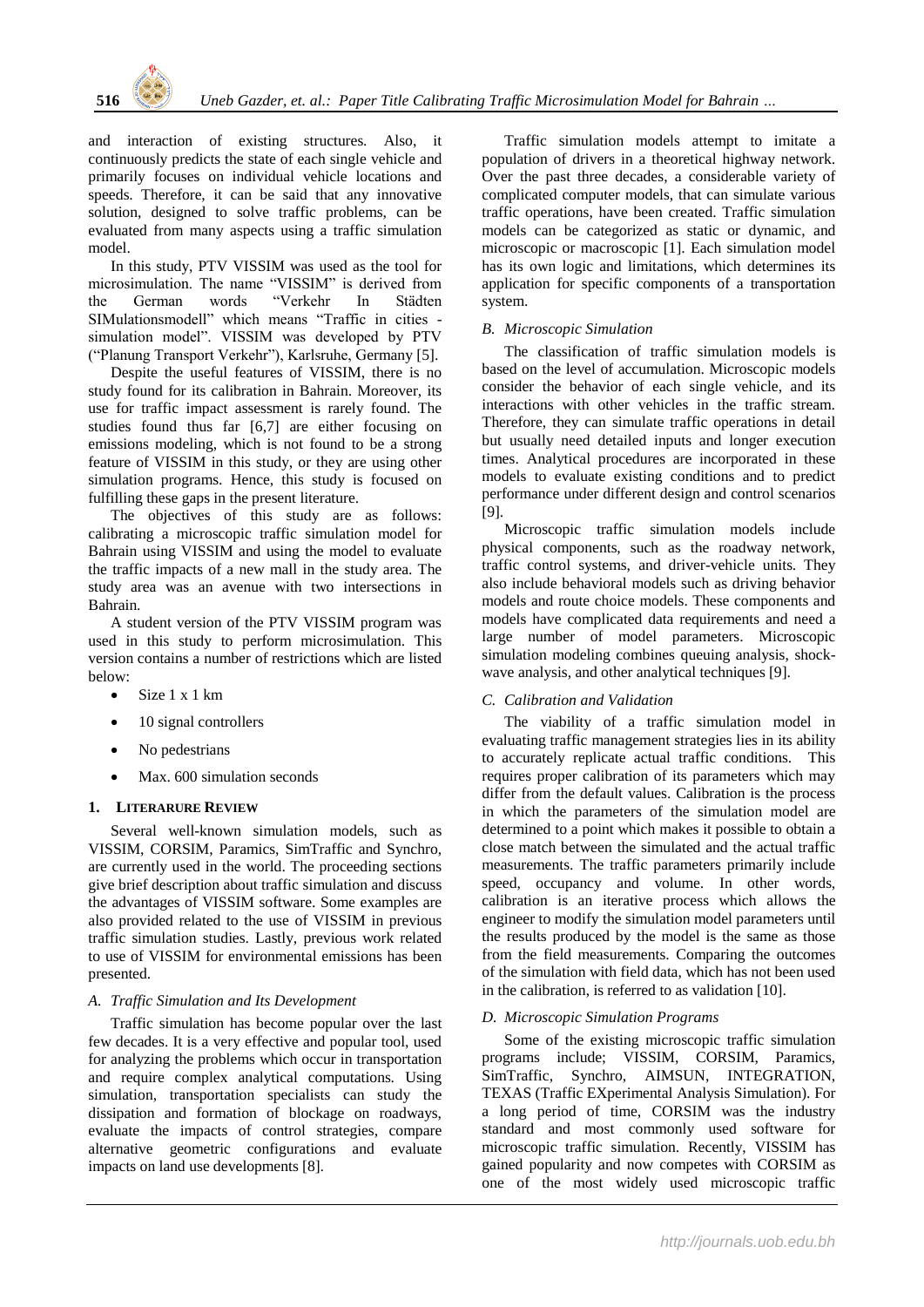and interaction of existing structures. Also, it continuously predicts the state of each single vehicle and primarily focuses on individual vehicle locations and speeds. Therefore, it can be said that any innovative solution, designed to solve traffic problems, can be evaluated from many aspects using a traffic simulation model.

In this study, PTV VISSIM was used as the tool for microsimulation. The name "VISSIM" is derived from the German words "Verkehr In Städten SIMulationsmodell" which means "Traffic in cities - simulation model". VISSIM was developed by PTV ("Planung Transport Verkehr"), Karlsruhe, Germany [5].

Despite the useful features of VISSIM, there is no study found for its calibration in Bahrain. Moreover, its use for traffic impact assessment is rarely found. The studies found thus far [6,7] are either focusing on emissions modeling, which is not found to be a strong feature of VISSIM in this study, or they are using other simulation programs. Hence, this study is focused on fulfilling these gaps in the present literature.

The objectives of this study are as follows: calibrating a microscopic traffic simulation model for Bahrain using VISSIM and using the model to evaluate the traffic impacts of a new mall in the study area. The study area was an avenue with two intersections in Bahrain.

A student version of the PTV VISSIM program was used in this study to perform microsimulation. This version contains a number of restrictions which are listed below:

- Size 1 x 1 km
- 10 signal controllers
- No pedestrians
- Max. 600 simulation seconds

## 1. Literarure Review

Several well-known simulation models, such as VISSIM, CORSIM, Paramics, SimTraffic and Synchro, are currently used in the world. The proceeding sections give brief description about traffic simulation and discuss the advantages of VISSIM software. Some examples are also provided related to the use of VISSIM in previous traffic simulation studies. Lastly, previous work related to use of VISSIM for environmental emissions has been presented.

### *A. Traffic Simulation and Its Development*

Traffic simulation has become popular over the last few decades. It is a very effective and popular tool, used for analyzing the problems which occur in transportation and require complex analytical computations. Using simulation, transportation specialists can study the dissipation and formation of blockage on roadways, evaluate the impacts of control strategies, compare alternative geometric configurations and evaluate impacts on land use developments [8].

Traffic simulation models attempt to imitate a population of drivers in a theoretical highway network. Over the past three decades, a considerable variety of complicated computer models, that can simulate various traffic operations, have been created. Traffic simulation models can be categorized as static or dynamic, and microscopic or macroscopic [1]. Each simulation model has its own logic and limitations, which determines its application for specific components of a transportation system.

### *B. Microscopic Simulation*

The classification of traffic simulation models is based on the level of accumulation. Microscopic models consider the behavior of each single vehicle, and its interactions with other vehicles in the traffic stream. Therefore, they can simulate traffic operations in detail but usually need detailed inputs and longer execution times. Analytical procedures are incorporated in these models to evaluate existing conditions and to predict performance under different design and control scenarios [9].

Microscopic traffic simulation models include physical components, such as the roadway network, traffic control systems, and driver-vehicle units. They also include behavioral models such as driving behavior models and route choice models. These components and models have complicated data requirements and need a large number of model parameters. Microscopic simulation modeling combines queuing analysis, shock-wave analysis, and other analytical techniques [9].

### *C. Calibration and Validation*

The viability of a traffic simulation model in evaluating traffic management strategies lies in its ability to accurately replicate actual traffic conditions. This requires proper calibration of its parameters which may differ from the default values. Calibration is the process in which the parameters of the simulation model are determined to a point which makes it possible to obtain a close match between the simulated and the actual traffic measurements. The traffic parameters primarily include speed, occupancy and volume. In other words, calibration is an iterative process which allows the engineer to modify the simulation model parameters until the results produced by the model is the same as those from the field measurements. Comparing the outcomes of the simulation with field data, which has not been used in the calibration, is referred to as validation [10].

### *D. Microscopic Simulation Programs*

Some of the existing microscopic traffic simulation programs include; VISSIM, CORSIM, Paramics, SimTraffic, Synchro, AIMSUN, INTEGRATION, TEXAS (Traffic EXperimental Analysis Simulation). For a long period of time, CORSIM was the industry standard and most commonly used software for microscopic traffic simulation. Recently, VISSIM has gained popularity and now competes with CORSIM as one of the most widely used microscopic traffic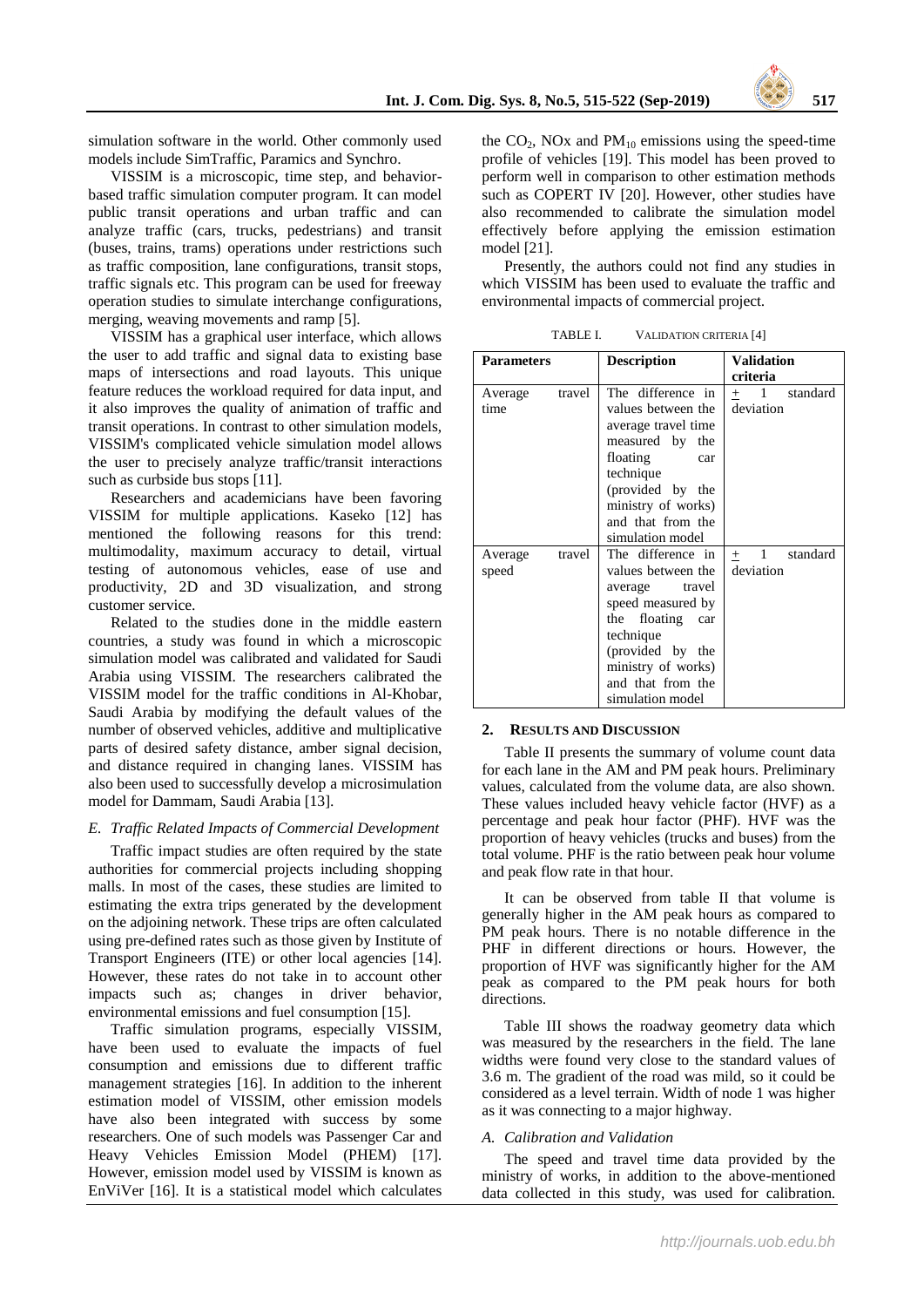simulation software in the world. Other commonly used models include SimTraffic, Paramics and Synchro.

VISSIM is a microscopic, time step, and behavior-based traffic simulation computer program. It can model public transit operations and urban traffic and can analyze traffic (cars, trucks, pedestrians) and transit (buses, trains, trams) operations under restrictions such as traffic composition, lane configurations, transit stops, traffic signals etc. This program can be used for freeway operation studies to simulate interchange configurations, merging, weaving movements and ramp [5].

VISSIM has a graphical user interface, which allows the user to add traffic and signal data to existing base maps of intersections and road layouts. This unique feature reduces the workload required for data input, and it also improves the quality of animation of traffic and transit operations. In contrast to other simulation models, VISSIM's complicated vehicle simulation model allows the user to precisely analyze traffic/transit interactions such as curbside bus stops [11].

Researchers and academicians have been favoring VISSIM for multiple applications. Kaseko [12] has mentioned the following reasons for this trend: multimodality, maximum accuracy to detail, virtual testing of autonomous vehicles, ease of use and productivity, 2D and 3D visualization, and strong customer service.

Related to the studies done in the middle eastern countries, a study was found in which a microscopic simulation model was calibrated and validated for Saudi Arabia using VISSIM. The researchers calibrated the VISSIM model for the traffic conditions in Al-Khobar, Saudi Arabia by modifying the default values of the number of observed vehicles, additive and multiplicative parts of desired safety distance, amber signal decision, and distance required in changing lanes. VISSIM has also been used to successfully develop a microsimulation model for Dammam, Saudi Arabia [13].

### *E. Traffic Related Impacts of Commercial Development*

Traffic impact studies are often required by the state authorities for commercial projects including shopping malls. In most of the cases, these studies are limited to estimating the extra trips generated by the development on the adjoining network. These trips are often calculated using pre-defined rates such as those given by Institute of Transport Engineers (ITE) or other local agencies [14]. However, these rates do not take in to account other impacts such as; changes in driver behavior, environmental emissions and fuel consumption [15].

Traffic simulation programs, especially VISSIM, have been used to evaluate the impacts of fuel consumption and emissions due to different traffic management strategies [16]. In addition to the inherent estimation model of VISSIM, other emission models have also been integrated with success by some researchers. One of such models was Passenger Car and Heavy Vehicles Emission Model (PHEM) [17]. However, emission model used by VISSIM is known as EnViVer [16]. It is a statistical model which calculates the $CO_2$, NOx and $PM_{10}$ emissions using the speed-time profile of vehicles [19]. This model has been proved to perform well in comparison to other estimation methods such as COPERT IV [20]. However, other studies have also recommended to calibrate the simulation model effectively before applying the emission estimation model [21].

Presently, the authors could not find any studies in which VISSIM has been used to evaluate the traffic and environmental impacts of commercial project.

TABLE I. VALIDATION CRITERIA [4]

| Parameters | Description | Validation criteria |
|---|---|---|
| Average travel time | The difference in values between the average travel time measured by the floating car technique (provided by the ministry of works) and that from the simulation model | $\pm$ 1 standard deviation |
| Average travel speed | The difference in values between the average travel speed measured by the floating car technique (provided by the ministry of works) and that from the simulation model | $\pm$ 1 standard deviation |

## 2. RESULTS AND DISCUSSION

Table II presents the summary of volume count data for each lane in the AM and PM peak hours. Preliminary values, calculated from the volume data, are also shown. These values included heavy vehicle factor (HVF) as a percentage and peak hour factor (PHF). HVF was the proportion of heavy vehicles (trucks and buses) from the total volume. PHF is the ratio between peak hour volume and peak flow rate in that hour.

It can be observed from table II that volume is generally higher in the AM peak hours as compared to PM peak hours. There is no notable difference in the PHF in different directions or hours. However, the proportion of HVF was significantly higher for the AM peak as compared to the PM peak hours for both directions.

Table III shows the roadway geometry data which was measured by the researchers in the field. The lane widths were found very close to the standard values of 3.6 m. The gradient of the road was mild, so it could be considered as a level terrain. Width of node 1 was higher as it was connecting to a major highway.

### *A. Calibration and Validation*

The speed and travel time data provided by the ministry of works, in addition to the above-mentioned data collected in this study, was used for calibration.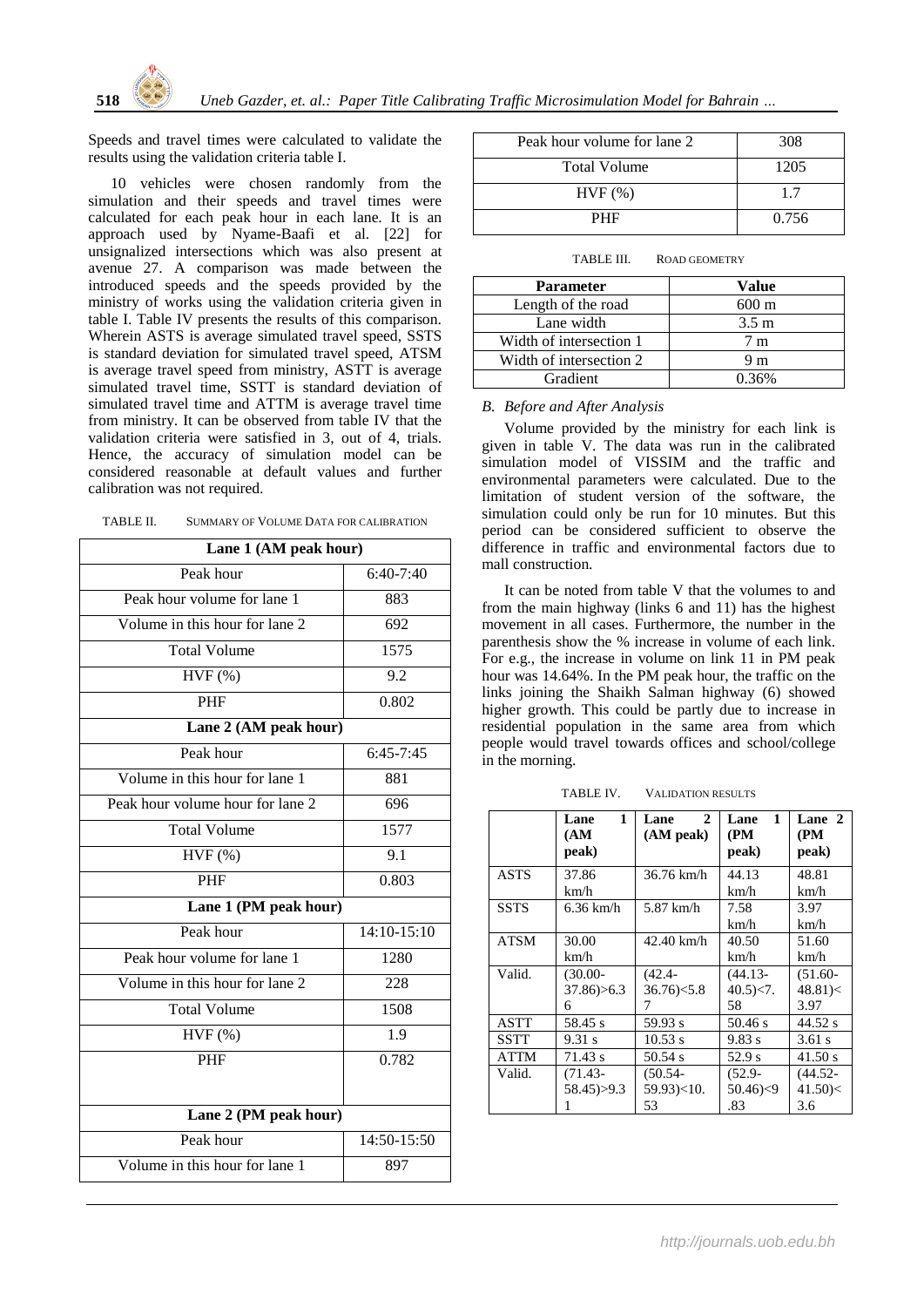Speeds and travel times were calculated to validate the results using the validation criteria table I.

10 vehicles were chosen randomly from the simulation and their speeds and travel times were calculated for each peak hour in each lane. It is an approach used by Nyame-Baafi et al. [22] for unsignalized intersections which was also present at avenue 27. A comparison was made between the introduced speeds and the speeds provided by the ministry of works using the validation criteria given in table I. Table IV presents the results of this comparison. Wherein ASTS is average simulated travel speed, SSTS is standard deviation for simulated travel speed, ATSM is average travel speed from ministry, ASTT is average simulated travel time, SSTT is standard deviation of simulated travel time and ATTM is average travel time from ministry. It can be observed from table IV that the validation criteria were satisfied in 3, out of 4, trials. Hence, the accuracy of simulation model can be considered reasonable at default values and further calibration was not required.

TABLE II. SUMMARY OF VOLUME DATA FOR CALIBRATION

| Lane 1 (AM peak hour) | |
|---|---|
| Peak hour | 6:40-7:40 |
| Peak hour volume for lane 1 | 883 |
| Volume in this hour for lane 2 | 692 |
| Total Volume | 1575 |
| HVF (%) | 9.2 |
| PHF | 0.802 |
| **Lane 2 (AM peak hour)** | |
| Peak hour | 6:45-7:45 |
| Volume in this hour for lane 1 | 881 |
| Peak hour volume hour for lane 2 | 696 |
| Total Volume | 1577 |
| HVF (%) | 9.1 |
| PHF | 0.803 |
| **Lane 1 (PM peak hour)** | |
| Peak hour | 14:10-15:10 |
| Peak hour volume for lane 1 | 1280 |
| Volume in this hour for lane 2 | 228 |
| Total Volume | 1508 |
| HVF (%) | 1.9 |
| PHF | 0.782 |
| **Lane 2 (PM peak hour)** | |
| Peak hour | 14:50-15:50 |
| Volume in this hour for lane 1 | 897 |
| Peak hour volume for lane 2 | 308 |
| Total Volume | 1205 |
| HVF (%) | 1.7 |
| PHF | 0.756 |

TABLE III. ROAD GEOMETRY

| Parameter | Value |
|---|---|
| Length of the road | 600 m |
| Lane width | 3.5 m |
| Width of intersection 1 | 7 m |
| Width of intersection 2 | 9 m |
| Gradient | 0.36% |

### B. Before and After Analysis

Volume provided by the ministry for each link is given in table V. The data was run in the calibrated simulation model of VISSIM and the traffic and environmental parameters were calculated. Due to the limitation of student version of the software, the simulation could only be run for 10 minutes. But this period can be considered sufficient to observe the difference in traffic and environmental factors due to mall construction.

It can be noted from table V that the volumes to and from the main highway (links 6 and 11) has the highest movement in all cases. Furthermore, the number in the parenthesis show the % increase in volume of each link. For e.g., the increase in volume on link 11 in PM peak hour was 14.64%. In the PM peak hour, the traffic on the links joining the Shaikh Salman highway (6) showed higher growth. This could be partly due to increase in residential population in the same area from which people would travel towards offices and school/college in the morning.

TABLE IV. VALIDATION RESULTS

| | Lane 1 (AM peak) | Lane 2 (AM peak) | Lane 1 (PM peak) | Lane 2 (PM peak) |
|---|---|---|---|---|
| ASTS | 37.86 km/h | 36.76 km/h | 44.13 km/h | 48.81 km/h |
| SSTS | 6.36 km/h | 5.87 km/h | 7.58 km/h | 3.97 km/h |
| ATSM | 30.00 km/h | 42.40 km/h | 40.50 km/h | 51.60 km/h |
| Valid. | (30.00-37.86)>6.36 | (42.4-36.76)<5.87 | (44.13-40.5)<7.58 | (51.60-48.81)<3.97 |
| ASTT | 58.45 s | 59.93 s | 50.46 s | 44.52 s |
| SSTT | 9.31 s | 10.53 s | 9.83 s | 3.61 s |
| ATTM | 71.43 s | 50.54 s | 52.9 s | 41.50 s |
| Valid. | (71.43-58.45)>9.31 | (50.54-59.93)<10.53 | (52.9-50.46)<9.83 | (44.52-41.50)<3.6 |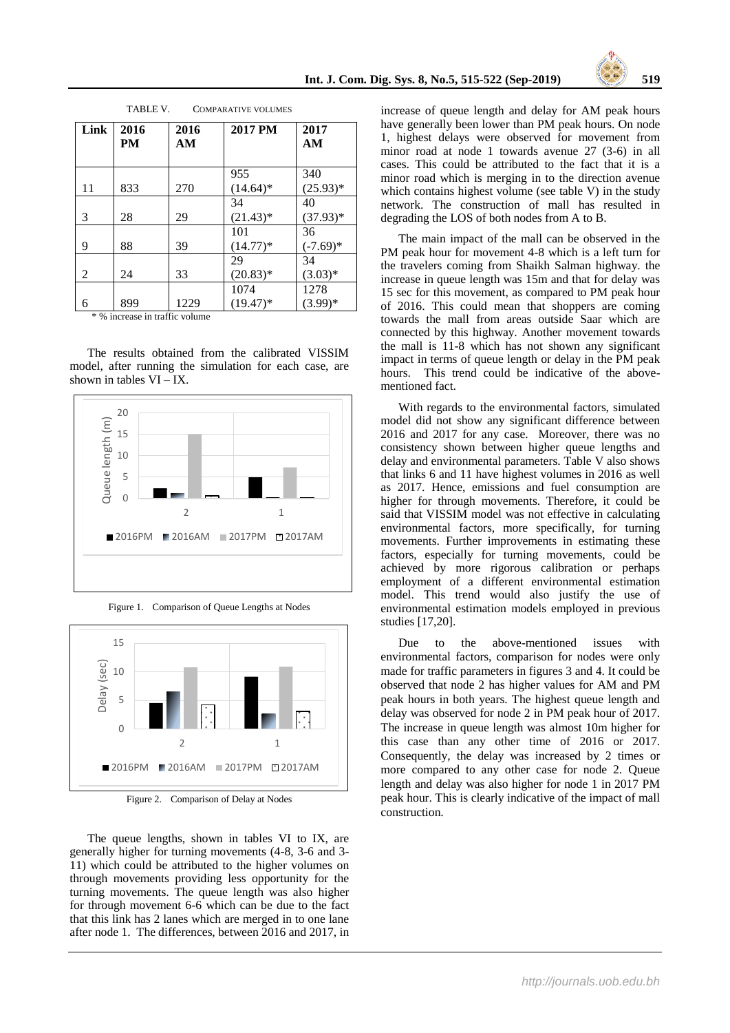TABLE V. COMPARATIVE VOLUMES

| Link | 2016 PM | 2016 AM | 2017 PM | 2017 AM |
|---|---|---|---|---|
| 11 | 833 | 270 | 955 (14.64)* | 340 (25.93)* |
| 3 | 28 | 29 | 34 (21.43)* | 40 (37.93)* |
| 9 | 88 | 39 | 101 (14.77)* | 36 (-7.69)* |
| 2 | 24 | 33 | 29 (20.83)* | 34 (3.03)* |
| 6 | 899 | 1229 | 1074 (19.47)* | 1278 (3.99)* |

\* % increase in traffic volume

The results obtained from the calibrated VISSIM model, after running the simulation for each case, are shown in tables VI – IX.

Figure 1. Comparison of Queue Lengths at Nodes

Figure 2. Comparison of Delay at Nodes

The queue lengths, shown in tables VI to IX, are generally higher for turning movements (4-8, 3-6 and 3-11) which could be attributed to the higher volumes on through movements providing less opportunity for the turning movements. The queue length was also higher for through movement 6-6 which can be due to the fact that this link has 2 lanes which are merged in to one lane after node 1. The differences, between 2016 and 2017, in increase of queue length and delay for AM peak hours have generally been lower than PM peak hours. On node 1, highest delays were observed for movement from minor road at node 1 towards avenue 27 (3-6) in all cases. This could be attributed to the fact that it is a minor road which is merging in to the direction avenue which contains highest volume (see table V) in the study network. The construction of mall has resulted in degrading the LOS of both nodes from A to B.

The main impact of the mall can be observed in the PM peak hour for movement 4-8 which is a left turn for the travelers coming from Shaikh Salman highway. the increase in queue length was 15m and that for delay was 15 sec for this movement, as compared to PM peak hour of 2016. This could mean that shoppers are coming towards the mall from areas outside Saar which are connected by this highway. Another movement towards the mall is 11-8 which has not shown any significant impact in terms of queue length or delay in the PM peak hours. This trend could be indicative of the above-mentioned fact.

With regards to the environmental factors, simulated model did not show any significant difference between 2016 and 2017 for any case. Moreover, there was no consistency shown between higher queue lengths and delay and environmental parameters. Table V also shows that links 6 and 11 have highest volumes in 2016 as well as 2017. Hence, emissions and fuel consumption are higher for through movements. Therefore, it could be said that VISSIM model was not effective in calculating environmental factors, more specifically, for turning movements. Further improvements in estimating these factors, especially for turning movements, could be achieved by more rigorous calibration or perhaps employment of a different environmental estimation model. This trend would also justify the use of environmental estimation models employed in previous studies [17,20].

Due to the above-mentioned issues with environmental factors, comparison for nodes were only made for traffic parameters in figures 3 and 4. It could be observed that node 2 has higher values for AM and PM peak hours in both years. The highest queue length and delay was observed for node 2 in PM peak hour of 2017. The increase in queue length was almost 10m higher for this case than any other time of 2016 or 2017. Consequently, the delay was increased by 2 times or more compared to any other case for node 2. Queue length and delay was also higher for node 1 in 2017 PM peak hour. This is clearly indicative of the impact of mall construction.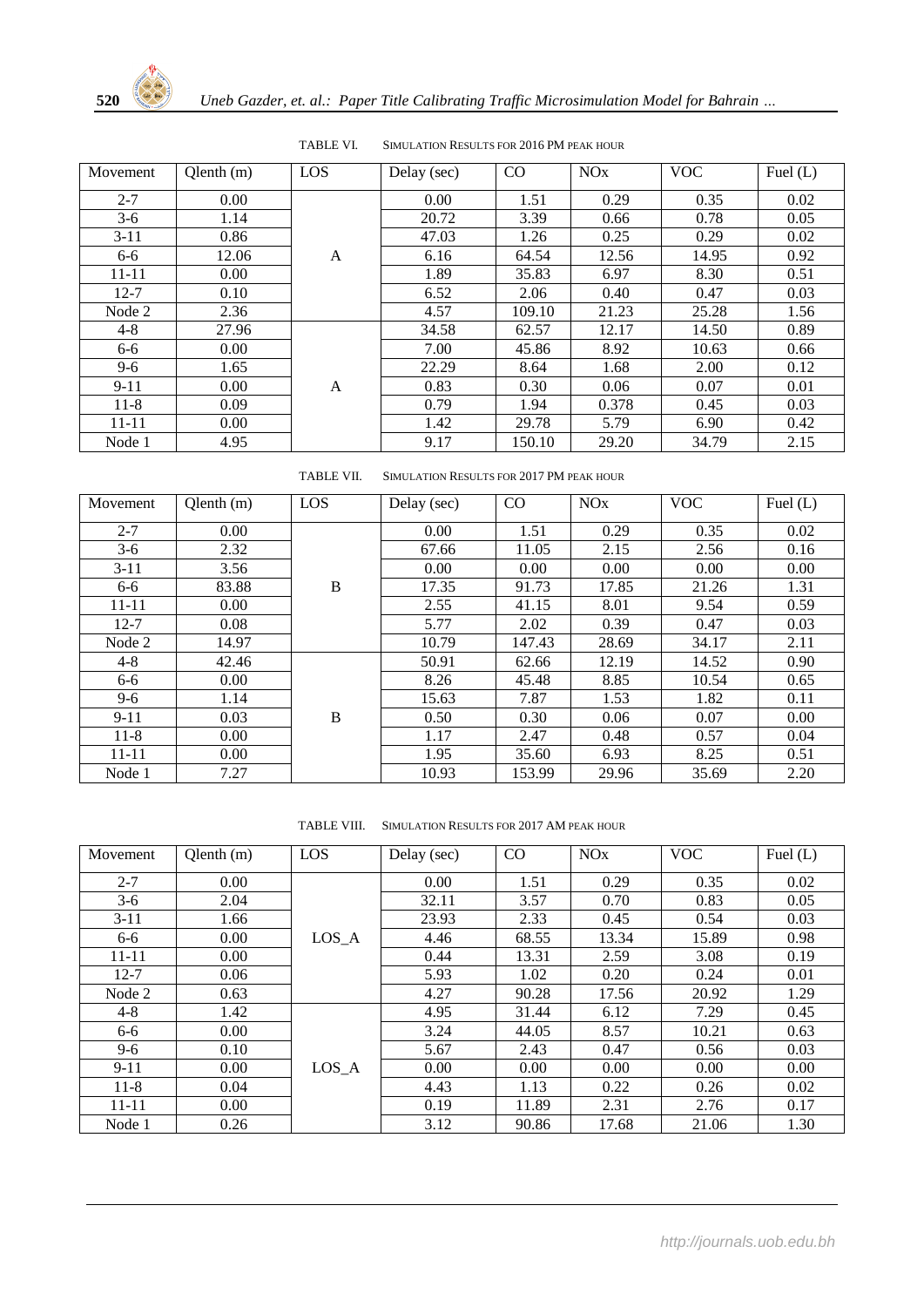TABLE VI. SIMULATION RESULTS FOR 2016 PM PEAK HOUR

| Movement | Qlenth (m) | LOS | Delay (sec) | CO | NOx | VOC | Fuel (L) |
|---|---|---|---|---|---|---|---|
| 2-7 | 0.00 | A | 0.00 | 1.51 | 0.29 | 0.35 | 0.02 |
| 3-6 | 1.14 | | 20.72 | 3.39 | 0.66 | 0.78 | 0.05 |
| 3-11 | 0.86 | | 47.03 | 1.26 | 0.25 | 0.29 | 0.02 |
| 6-6 | 12.06 | | 6.16 | 64.54 | 12.56 | 14.95 | 0.92 |
| 11-11 | 0.00 | | 1.89 | 35.83 | 6.97 | 8.30 | 0.51 |
| 12-7 | 0.10 | | 6.52 | 2.06 | 0.40 | 0.47 | 0.03 |
| Node 2 | 2.36 | | 4.57 | 109.10 | 21.23 | 25.28 | 1.56 |
| 4-8 | 27.96 | A | 34.58 | 62.57 | 12.17 | 14.50 | 0.89 |
| 6-6 | 0.00 | | 7.00 | 45.86 | 8.92 | 10.63 | 0.66 |
| 9-6 | 1.65 | | 22.29 | 8.64 | 1.68 | 2.00 | 0.12 |
| 9-11 | 0.00 | | 0.83 | 0.30 | 0.06 | 0.07 | 0.01 |
| 11-8 | 0.09 | | 0.79 | 1.94 | 0.378 | 0.45 | 0.03 |
| 11-11 | 0.00 | | 1.42 | 29.78 | 5.79 | 6.90 | 0.42 |
| Node 1 | 4.95 | | 9.17 | 150.10 | 29.20 | 34.79 | 2.15 |

TABLE VII. SIMULATION RESULTS FOR 2017 PM PEAK HOUR

| Movement | Qlenth (m) | LOS | Delay (sec) | CO | NOx | VOC | Fuel (L) |
|---|---|---|---|---|---|---|---|
| 2-7 | 0.00 | B | 0.00 | 1.51 | 0.29 | 0.35 | 0.02 |
| 3-6 | 2.32 | | 67.66 | 11.05 | 2.15 | 2.56 | 0.16 |
| 3-11 | 3.56 | | 0.00 | 0.00 | 0.00 | 0.00 | 0.00 |
| 6-6 | 83.88 | | 17.35 | 91.73 | 17.85 | 21.26 | 1.31 |
| 11-11 | 0.00 | | 2.55 | 41.15 | 8.01 | 9.54 | 0.59 |
| 12-7 | 0.08 | | 5.77 | 2.02 | 0.39 | 0.47 | 0.03 |
| Node 2 | 14.97 | | 10.79 | 147.43 | 28.69 | 34.17 | 2.11 |
| 4-8 | 42.46 | B | 50.91 | 62.66 | 12.19 | 14.52 | 0.90 |
| 6-6 | 0.00 | | 8.26 | 45.48 | 8.85 | 10.54 | 0.65 |
| 9-6 | 1.14 | | 15.63 | 7.87 | 1.53 | 1.82 | 0.11 |
| 9-11 | 0.03 | | 0.50 | 0.30 | 0.06 | 0.07 | 0.00 |
| 11-8 | 0.00 | | 1.17 | 2.47 | 0.48 | 0.57 | 0.04 |
| 11-11 | 0.00 | | 1.95 | 35.60 | 6.93 | 8.25 | 0.51 |
| Node 1 | 7.27 | | 10.93 | 153.99 | 29.96 | 35.69 | 2.20 |

TABLE VIII. SIMULATION RESULTS FOR 2017 AM PEAK HOUR

| Movement | Qlenth (m) | LOS | Delay (sec) | CO | NOx | VOC | Fuel (L) |
|---|---|---|---|---|---|---|---|
| 2-7 | 0.00 | LOS_A | 0.00 | 1.51 | 0.29 | 0.35 | 0.02 |
| 3-6 | 2.04 | | 32.11 | 3.57 | 0.70 | 0.83 | 0.05 |
| 3-11 | 1.66 | | 23.93 | 2.33 | 0.45 | 0.54 | 0.03 |
| 6-6 | 0.00 | | 4.46 | 68.55 | 13.34 | 15.89 | 0.98 |
| 11-11 | 0.00 | | 0.44 | 13.31 | 2.59 | 3.08 | 0.19 |
| 12-7 | 0.06 | | 5.93 | 1.02 | 0.20 | 0.24 | 0.01 |
| Node 2 | 0.63 | | 4.27 | 90.28 | 17.56 | 20.92 | 1.29 |
| 4-8 | 1.42 | LOS_A | 4.95 | 31.44 | 6.12 | 7.29 | 0.45 |
| 6-6 | 0.00 | | 3.24 | 44.05 | 8.57 | 10.21 | 0.63 |
| 9-6 | 0.10 | | 5.67 | 2.43 | 0.47 | 0.56 | 0.03 |
| 9-11 | 0.00 | | 0.00 | 0.00 | 0.00 | 0.00 | 0.00 |
| 11-8 | 0.04 | | 4.43 | 1.13 | 0.22 | 0.26 | 0.02 |
| 11-11 | 0.00 | | 0.19 | 11.89 | 2.31 | 2.76 | 0.17 |
| Node 1 | 0.26 | | 3.12 | 90.86 | 17.68 | 21.06 | 1.30 |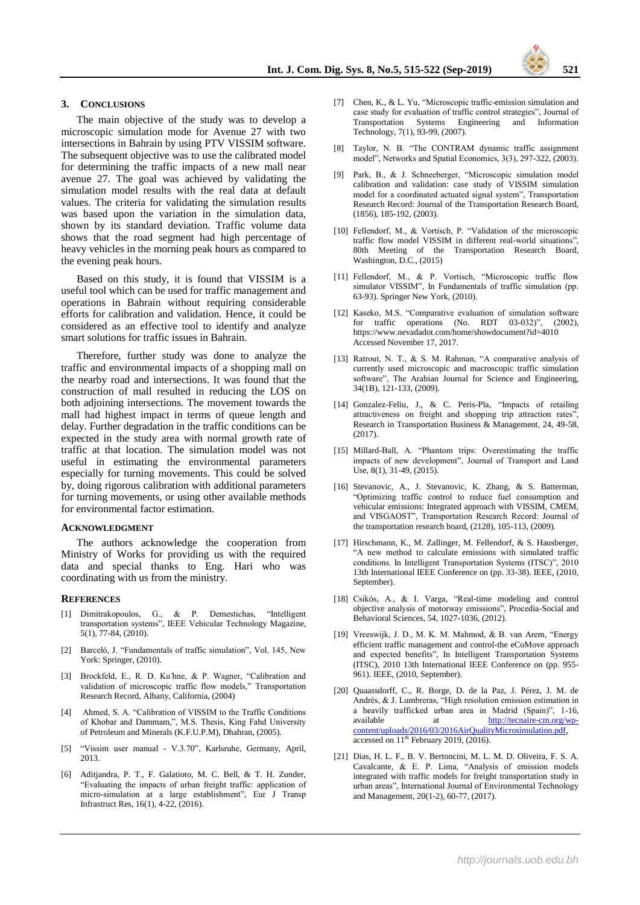## 3. Conclusions

The main objective of the study was to develop a microscopic simulation mode for Avenue 27 with two intersections in Bahrain by using PTV VISSIM software. The subsequent objective was to use the calibrated model for determining the traffic impacts of a new mall near avenue 27. The goal was achieved by validating the simulation model results with the real data at default values. The criteria for validating the simulation results was based upon the variation in the simulation data, shown by its standard deviation. Traffic volume data shows that the road segment had high percentage of heavy vehicles in the morning peak hours as compared to the evening peak hours.

Based on this study, it is found that VISSIM is a useful tool which can be used for traffic management and operations in Bahrain without requiring considerable efforts for calibration and validation. Hence, it could be considered as an effective tool to identify and analyze smart solutions for traffic issues in Bahrain.

Therefore, further study was done to analyze the traffic and environmental impacts of a shopping mall on the nearby road and intersections. It was found that the construction of mall resulted in reducing the LOS on both adjoining intersections. The movement towards the mall had highest impact in terms of queue length and delay. Further degradation in the traffic conditions can be expected in the study area with normal growth rate of traffic at that location. The simulation model was not useful in estimating the environmental parameters especially for turning movements. This could be solved by, doing rigorous calibration with additional parameters for turning movements, or using other available methods for environmental factor estimation.

## Acknowledgment

The authors acknowledge the cooperation from Ministry of Works for providing us with the required data and special thanks to Eng. Hari who was coordinating with us from the ministry.

## References

[1] Dimitrakopoulos, G., & P. Demestichas, "Intelligent transportation systems", IEEE Vehicular Technology Magazine, 5(1), 77-84, (2010).

[2] Barceló, J. "Fundamentals of traffic simulation", Vol. 145, New York: Springer, (2010).

[3] Brockfeld, E., R. D. Kühne, & P. Wagner, "Calibration and validation of microscopic traffic flow models," Transportation Research Record, Albany, California, (2004)

[4] Ahmed, S. A. "Calibration of VISSIM to the Traffic Conditions of Khobar and Dammam,", M.S. Thesis, King Fahd University of Petroleum and Minerals (K.F.U.P.M), Dhahran, (2005).

[5] "Vissim user manual - V.3.70", Karlsruhe, Germany, April, 2013.

[6] Aditjandra, P. T., F. Galatioto, M. C. Bell, & T. H. Zunder, "Evaluating the impacts of urban freight traffic: application of micro-simulation at a large establishment", Eur J Transp Infrastruct Res, 16(1), 4-22, (2016).

[7] Chen, K., & L. Yu, "Microscopic traffic-emission simulation and case study for evaluation of traffic control strategies", Journal of Transportation Systems Engineering and Information Technology, 7(1), 93-99, (2007).

[8] Taylor, N. B. "The CONTRAM dynamic traffic assignment model", Networks and Spatial Economics, 3(3), 297-322, (2003).

[9] Park, B., & J. Schneeberger, "Microscopic simulation model calibration and validation: case study of VISSIM simulation model for a coordinated actuated signal system", Transportation Research Record: Journal of the Transportation Research Board, (1856), 185-192, (2003).

[10] Fellendorf, M., & Vortisch, P. "Validation of the microscopic traffic flow model VISSIM in different real-world situations", 80th Meeting of the Transportation Research Board, Washington, D.C., (2015)

[11] Fellendorf, M., & P. Vortisch, "Microscopic traffic flow simulator VISSIM", In Fundamentals of traffic simulation (pp. 63-93). Springer New York, (2010).

[12] Kaseko, M.S. "Comparative evaluation of simulation software for traffic operations (No. RDT 03-032)", (2002), https://www.nevadadot.com/home/showdocument?id=4010 Accessed November 17, 2017.

[13] Ratrout, N. T., & S. M. Rahman, "A comparative analysis of currently used microscopic and macroscopic traffic simulation software", The Arabian Journal for Science and Engineering, 34(1B), 121-133, (2009).

[14] Gonzalez-Feliu, J., & C. Peris-Pla, "Impacts of retailing attractiveness on freight and shopping trip attraction rates", Research in Transportation Business & Management, 24, 49-58, (2017).

[15] Millard-Ball, A. "Phantom trips: Overestimating the traffic impacts of new development", Journal of Transport and Land Use, 8(1), 31-49, (2015).

[16] Stevanovic, A., J. Stevanovic, K. Zhang, & S. Batterman, "Optimizing traffic control to reduce fuel consumption and vehicular emissions: Integrated approach with VISSIM, CMEM, and VISGAOST", Transportation Research Record: Journal of the transportation research board, (2128), 105-113, (2009).

[17] Hirschmann, K., M. Zallinger, M. Fellendorf, & S. Hausberger, "A new method to calculate emissions with simulated traffic conditions. In Intelligent Transportation Systems (ITSC)", 2010 13th International IEEE Conference on (pp. 33-38). IEEE, (2010, September).

[18] Csikós, A., & I. Varga, "Real-time modeling and control objective analysis of motorway emissions", Procedia-Social and Behavioral Sciences, 54, 1027-1036, (2012).

[19] Vreeswijk, J. D., M. K. M. Mahmod, & B. van Arem, "Energy efficient traffic management and control-the eCoMove approach and expected benefits", In Intelligent Transportation Systems (ITSC), 2010 13th International IEEE Conference on (pp. 955-961). IEEE, (2010, September).

[20] Quaassdorff, C., R. Borge, D. de la Paz, J. Pérez, J. M. de Andrés, & J. Lumbreras, "High resolution emission estimation in a heavily trafficked urban area in Madrid (Spain)", 1-16, available at http://tecnaire-cm.org/wp-content/uploads/2016/03/2016AirQualityMicrosimulation.pdf, accessed on 11th February 2019, (2016).

[21] Dias, H. L. F., B. V. Bertoncini, M. L. M. D. Oliveira, F. S. A. Cavalcante, & E. P. Lima, "Analysis of emission models integrated with traffic models for freight transportation study in urban areas", International Journal of Environmental Technology and Management, 20(1-2), 60-77, (2017).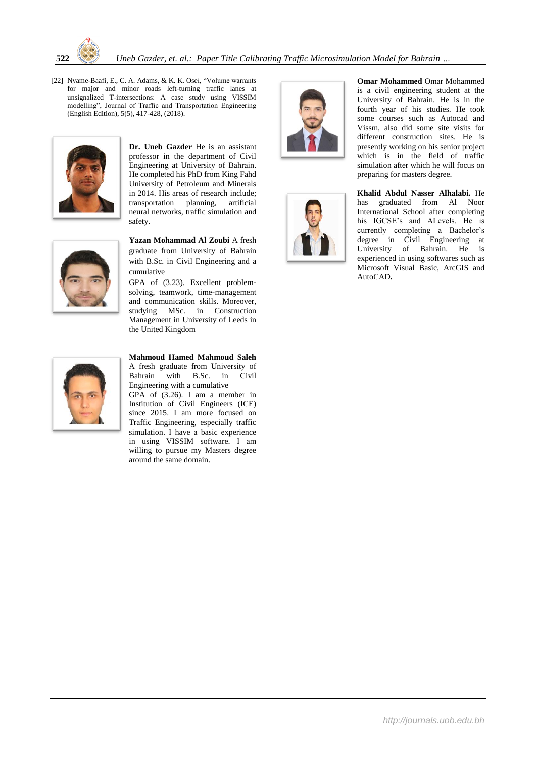[22] Nyame-Baafi, E., C. A. Adams, & K. K. Osei, "Volume warrants for major and minor roads left-turning traffic lanes at unsignalized T-intersections: A case study using VISSIM modelling", Journal of Traffic and Transportation Engineering (English Edition), 5(5), 417-428, (2018).

**Dr. Uneb Gazder** He is an assistant professor in the department of Civil Engineering at University of Bahrain. He completed his PhD from King Fahd University of Petroleum and Minerals in 2014. His areas of research include; transportation planning, artificial neural networks, traffic simulation and safety.

**Yazan Mohammad Al Zoubi** A fresh graduate from University of Bahrain with B.Sc. in Civil Engineering and a cumulative GPA of (3.23). Excellent problem-solving, teamwork, time-management and communication skills. Moreover, studying MSc. in Construction Management in University of Leeds in the United Kingdom

**Mahmoud Hamed Mahmoud Saleh** A fresh graduate from University of Bahrain with B.Sc. in Civil Engineering with a cumulative GPA of (3.26). I am a member in Institution of Civil Engineers (ICE) since 2015. I am more focused on Traffic Engineering, especially traffic simulation. I have a basic experience in using VISSIM software. I am willing to pursue my Masters degree around the same domain.

**Omar Mohammed** Omar Mohammed is a civil engineering student at the University of Bahrain. He is in the fourth year of his studies. He took some courses such as Autocad and Vissm, also did some site visits for different construction sites. He is presently working on his senior project which is in the field of traffic simulation after which he will focus on preparing for masters degree.

**Khalid Abdul Nasser Alhalabi.** He has graduated from Al Noor International School after completing his IGCSE's and ALevels. He is currently completing a Bachelor's degree in Civil Engineering at University of Bahrain. He is experienced in using softwares such as Microsoft Visual Basic, ArcGIS and AutoCAD**.**